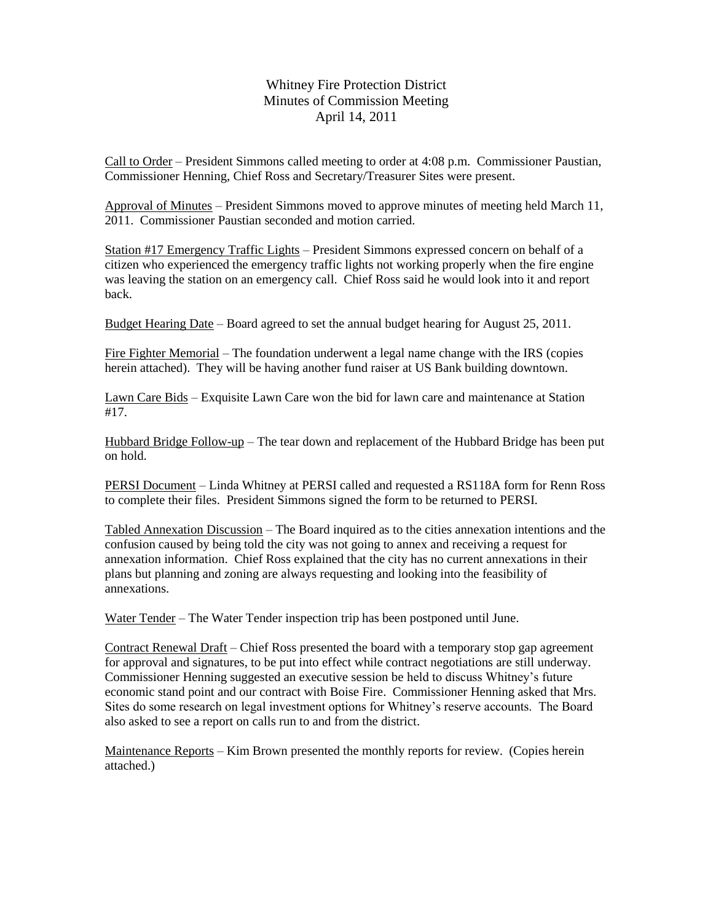# Whitney Fire Protection District
## Minutes of Commission Meeting
### April 14, 2011

Call to Order – President Simmons called meeting to order at 4:08 p.m. Commissioner Paustian, Commissioner Henning, Chief Ross and Secretary/Treasurer Sites were present.

Approval of Minutes – President Simmons moved to approve minutes of meeting held March 11, 2011. Commissioner Paustian seconded and motion carried.

Station #17 Emergency Traffic Lights – President Simmons expressed concern on behalf of a citizen who experienced the emergency traffic lights not working properly when the fire engine was leaving the station on an emergency call. Chief Ross said he would look into it and report back.

Budget Hearing Date – Board agreed to set the annual budget hearing for August 25, 2011.

Fire Fighter Memorial – The foundation underwent a legal name change with the IRS (copies herein attached). They will be having another fund raiser at US Bank building downtown.

Lawn Care Bids – Exquisite Lawn Care won the bid for lawn care and maintenance at Station #17.

Hubbard Bridge Follow-up – The tear down and replacement of the Hubbard Bridge has been put on hold.

PERSI Document – Linda Whitney at PERSI called and requested a RS118A form for Renn Ross to complete their files. President Simmons signed the form to be returned to PERSI.

Tabled Annexation Discussion – The Board inquired as to the cities annexation intentions and the confusion caused by being told the city was not going to annex and receiving a request for annexation information. Chief Ross explained that the city has no current annexations in their plans but planning and zoning are always requesting and looking into the feasibility of annexations.

Water Tender – The Water Tender inspection trip has been postponed until June.

Contract Renewal Draft – Chief Ross presented the board with a temporary stop gap agreement for approval and signatures, to be put into effect while contract negotiations are still underway. Commissioner Henning suggested an executive session be held to discuss Whitney's future economic stand point and our contract with Boise Fire. Commissioner Henning asked that Mrs. Sites do some research on legal investment options for Whitney's reserve accounts. The Board also asked to see a report on calls run to and from the district.

Maintenance Reports – Kim Brown presented the monthly reports for review. (Copies herein attached.)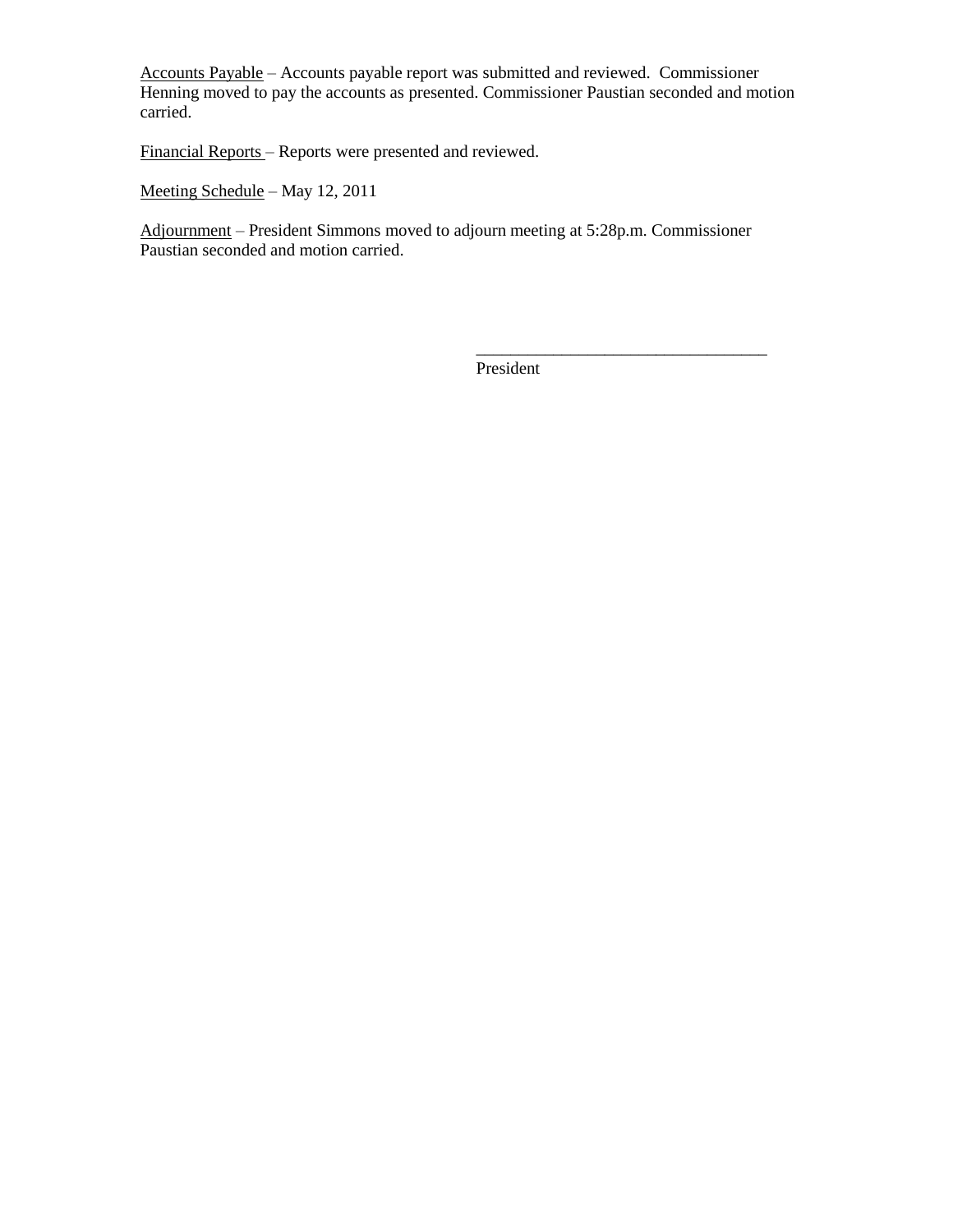Accounts Payable – Accounts payable report was submitted and reviewed. Commissioner Henning moved to pay the accounts as presented. Commissioner Paustian seconded and motion carried.

Financial Reports – Reports were presented and reviewed.

Meeting Schedule – May 12, 2011

Adjournment – President Simmons moved to adjourn meeting at 5:28p.m. Commissioner Paustian seconded and motion carried.

\_\_\_\_\_\_\_\_\_\_\_\_\_\_\_\_\_\_\_\_\_\_\_\_\_\_\_\_\_\_\_\_\_\_

President